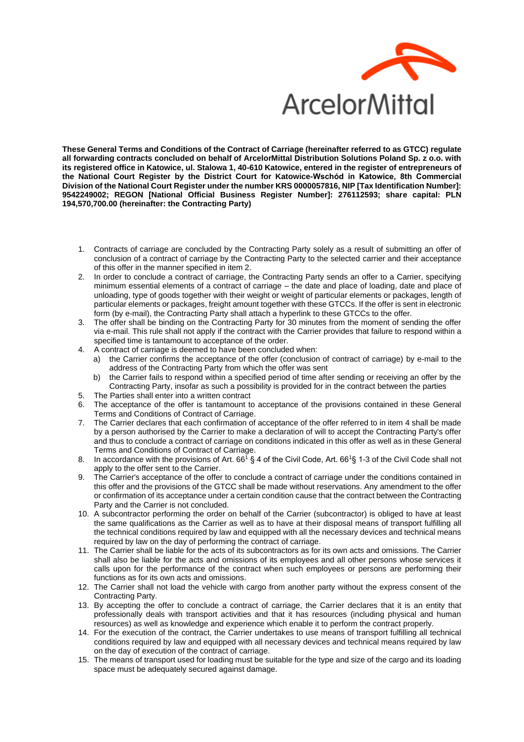**These General Terms and Conditions of the Contract of Carriage (hereinafter referred to as GTCC) regulate all forwarding contracts concluded on behalf of ArcelorMittal Distribution Solutions Poland Sp. z o.o. with its registered office in Katowice, ul. Stalowa 1, 40-610 Katowice, entered in the register of entrepreneurs of the National Court Register by the District Court for Katowice-Wschód in Katowice, 8th Commercial Division of the National Court Register under the number KRS 0000057816, NIP [Tax Identification Number]: 9542249002; REGON [National Official Business Register Number]: 276112593; share capital: PLN 194,570,700.00 (hereinafter: the Contracting Party)**

1. Contracts of carriage are concluded by the Contracting Party solely as a result of submitting an offer of conclusion of a contract of carriage by the Contracting Party to the selected carrier and their acceptance of this offer in the manner specified in item 2.
2. In order to conclude a contract of carriage, the Contracting Party sends an offer to a Carrier, specifying minimum essential elements of a contract of carriage – the date and place of loading, date and place of unloading, type of goods together with their weight or weight of particular elements or packages, length of particular elements or packages, freight amount together with these GTCCs. If the offer is sent in electronic form (by e-mail), the Contracting Party shall attach a hyperlink to these GTCCs to the offer.
3. The offer shall be binding on the Contracting Party for 30 minutes from the moment of sending the offer via e-mail. This rule shall not apply if the contract with the Carrier provides that failure to respond within a specified time is tantamount to acceptance of the order.
4. A contract of carriage is deemed to have been concluded when:
   a) the Carrier confirms the acceptance of the offer (conclusion of contract of carriage) by e-mail to the address of the Contracting Party from which the offer was sent
   b) the Carrier fails to respond within a specified period of time after sending or receiving an offer by the Contracting Party, insofar as such a possibility is provided for in the contract between the parties
5. The Parties shall enter into a written contract
6. The acceptance of the offer is tantamount to acceptance of the provisions contained in these General Terms and Conditions of Contract of Carriage.
7. The Carrier declares that each confirmation of acceptance of the offer referred to in item 4 shall be made by a person authorised by the Carrier to make a declaration of will to accept the Contracting Party's offer and thus to conclude a contract of carriage on conditions indicated in this offer as well as in these General Terms and Conditions of Contract of Carriage.
8. In accordance with the provisions of Art. $66^1$ § 4 of the Civil Code, Art. $66^1$§ 1-3 of the Civil Code shall not apply to the offer sent to the Carrier.
9. The Carrier's acceptance of the offer to conclude a contract of carriage under the conditions contained in this offer and the provisions of the GTCC shall be made without reservations. Any amendment to the offer or confirmation of its acceptance under a certain condition cause that the contract between the Contracting Party and the Carrier is not concluded.
10. A subcontractor performing the order on behalf of the Carrier (subcontractor) is obliged to have at least the same qualifications as the Carrier as well as to have at their disposal means of transport fulfilling all the technical conditions required by law and equipped with all the necessary devices and technical means required by law on the day of performing the contract of carriage.
11. The Carrier shall be liable for the acts of its subcontractors as for its own acts and omissions. The Carrier shall also be liable for the acts and omissions of its employees and all other persons whose services it calls upon for the performance of the contract when such employees or persons are performing their functions as for its own acts and omissions.
12. The Carrier shall not load the vehicle with cargo from another party without the express consent of the Contracting Party.
13. By accepting the offer to conclude a contract of carriage, the Carrier declares that it is an entity that professionally deals with transport activities and that it has resources (including physical and human resources) as well as knowledge and experience which enable it to perform the contract properly.
14. For the execution of the contract, the Carrier undertakes to use means of transport fulfilling all technical conditions required by law and equipped with all necessary devices and technical means required by law on the day of execution of the contract of carriage.
15. The means of transport used for loading must be suitable for the type and size of the cargo and its loading space must be adequately secured against damage.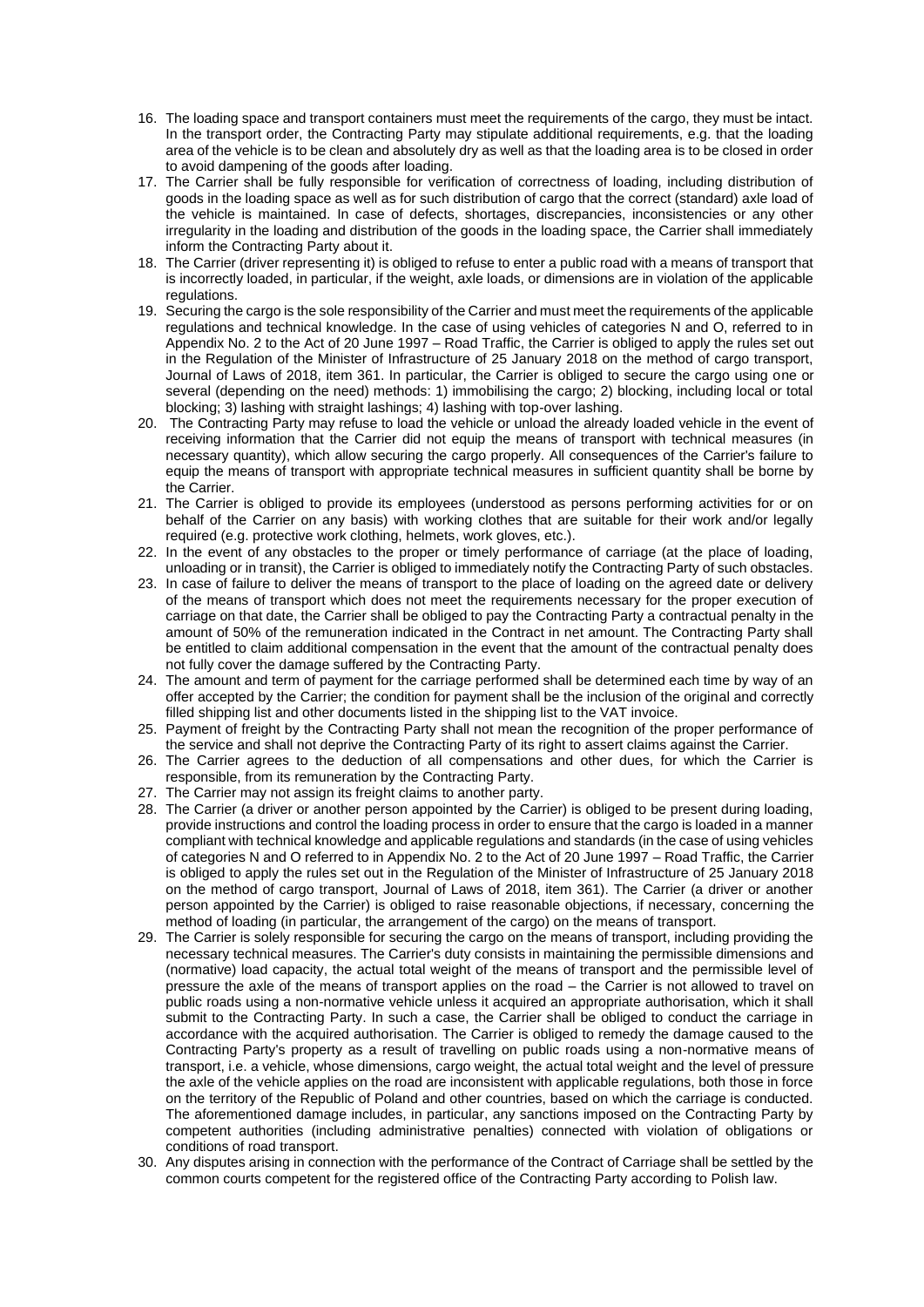16. The loading space and transport containers must meet the requirements of the cargo, they must be intact. In the transport order, the Contracting Party may stipulate additional requirements, e.g. that the loading area of the vehicle is to be clean and absolutely dry as well as that the loading area is to be closed in order to avoid dampening of the goods after loading.
17. The Carrier shall be fully responsible for verification of correctness of loading, including distribution of goods in the loading space as well as for such distribution of cargo that the correct (standard) axle load of the vehicle is maintained. In case of defects, shortages, discrepancies, inconsistencies or any other irregularity in the loading and distribution of the goods in the loading space, the Carrier shall immediately inform the Contracting Party about it.
18. The Carrier (driver representing it) is obliged to refuse to enter a public road with a means of transport that is incorrectly loaded, in particular, if the weight, axle loads, or dimensions are in violation of the applicable regulations.
19. Securing the cargo is the sole responsibility of the Carrier and must meet the requirements of the applicable regulations and technical knowledge. In the case of using vehicles of categories N and O, referred to in Appendix No. 2 to the Act of 20 June 1997 – Road Traffic, the Carrier is obliged to apply the rules set out in the Regulation of the Minister of Infrastructure of 25 January 2018 on the method of cargo transport, Journal of Laws of 2018, item 361. In particular, the Carrier is obliged to secure the cargo using one or several (depending on the need) methods: 1) immobilising the cargo; 2) blocking, including local or total blocking; 3) lashing with straight lashings; 4) lashing with top-over lashing.
20. The Contracting Party may refuse to load the vehicle or unload the already loaded vehicle in the event of receiving information that the Carrier did not equip the means of transport with technical measures (in necessary quantity), which allow securing the cargo properly. All consequences of the Carrier's failure to equip the means of transport with appropriate technical measures in sufficient quantity shall be borne by the Carrier.
21. The Carrier is obliged to provide its employees (understood as persons performing activities for or on behalf of the Carrier on any basis) with working clothes that are suitable for their work and/or legally required (e.g. protective work clothing, helmets, work gloves, etc.).
22. In the event of any obstacles to the proper or timely performance of carriage (at the place of loading, unloading or in transit), the Carrier is obliged to immediately notify the Contracting Party of such obstacles.
23. In case of failure to deliver the means of transport to the place of loading on the agreed date or delivery of the means of transport which does not meet the requirements necessary for the proper execution of carriage on that date, the Carrier shall be obliged to pay the Contracting Party a contractual penalty in the amount of 50% of the remuneration indicated in the Contract in net amount. The Contracting Party shall be entitled to claim additional compensation in the event that the amount of the contractual penalty does not fully cover the damage suffered by the Contracting Party.
24. The amount and term of payment for the carriage performed shall be determined each time by way of an offer accepted by the Carrier; the condition for payment shall be the inclusion of the original and correctly filled shipping list and other documents listed in the shipping list to the VAT invoice.
25. Payment of freight by the Contracting Party shall not mean the recognition of the proper performance of the service and shall not deprive the Contracting Party of its right to assert claims against the Carrier.
26. The Carrier agrees to the deduction of all compensations and other dues, for which the Carrier is responsible, from its remuneration by the Contracting Party.
27. The Carrier may not assign its freight claims to another party.
28. The Carrier (a driver or another person appointed by the Carrier) is obliged to be present during loading, provide instructions and control the loading process in order to ensure that the cargo is loaded in a manner compliant with technical knowledge and applicable regulations and standards (in the case of using vehicles of categories N and O referred to in Appendix No. 2 to the Act of 20 June 1997 – Road Traffic, the Carrier is obliged to apply the rules set out in the Regulation of the Minister of Infrastructure of 25 January 2018 on the method of cargo transport, Journal of Laws of 2018, item 361). The Carrier (a driver or another person appointed by the Carrier) is obliged to raise reasonable objections, if necessary, concerning the method of loading (in particular, the arrangement of the cargo) on the means of transport.
29. The Carrier is solely responsible for securing the cargo on the means of transport, including providing the necessary technical measures. The Carrier's duty consists in maintaining the permissible dimensions and (normative) load capacity, the actual total weight of the means of transport and the permissible level of pressure the axle of the means of transport applies on the road – the Carrier is not allowed to travel on public roads using a non-normative vehicle unless it acquired an appropriate authorisation, which it shall submit to the Contracting Party. In such a case, the Carrier shall be obliged to conduct the carriage in accordance with the acquired authorisation. The Carrier is obliged to remedy the damage caused to the Contracting Party's property as a result of travelling on public roads using a non-normative means of transport, i.e. a vehicle, whose dimensions, cargo weight, the actual total weight and the level of pressure the axle of the vehicle applies on the road are inconsistent with applicable regulations, both those in force on the territory of the Republic of Poland and other countries, based on which the carriage is conducted. The aforementioned damage includes, in particular, any sanctions imposed on the Contracting Party by competent authorities (including administrative penalties) connected with violation of obligations or conditions of road transport.
30. Any disputes arising in connection with the performance of the Contract of Carriage shall be settled by the common courts competent for the registered office of the Contracting Party according to Polish law.